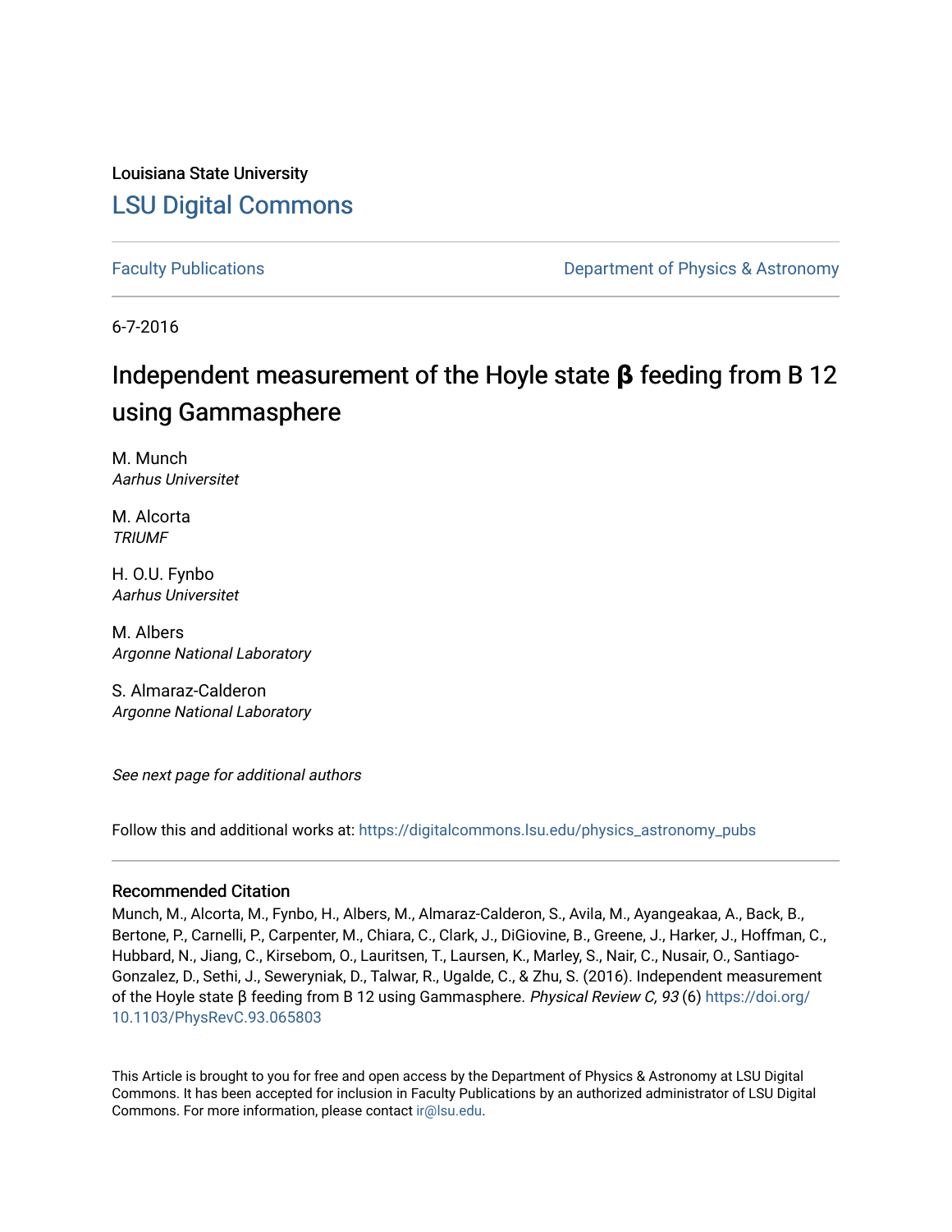Louisiana State University

# LSU Digital Commons

Faculty Publications | Department of Physics & Astronomy

6-7-2016

# Independent measurement of the Hoyle state β feeding from B 12 using Gammasphere

M. Munch
*Aarhus Universitet*

M. Alcorta
*TRIUMF*

H. O.U. Fynbo
*Aarhus Universitet*

M. Albers
*Argonne National Laboratory*

S. Almaraz-Calderon
*Argonne National Laboratory*

*See next page for additional authors*

Follow this and additional works at: https://digitalcommons.lsu.edu/physics_astronomy_pubs

## Recommended Citation

Munch, M., Alcorta, M., Fynbo, H., Albers, M., Almaraz-Calderon, S., Avila, M., Ayangeakaa, A., Back, B., Bertone, P., Carnelli, P., Carpenter, M., Chiara, C., Clark, J., DiGiovine, B., Greene, J., Harker, J., Hoffman, C., Hubbard, N., Jiang, C., Kirsebom, O., Lauritsen, T., Laursen, K., Marley, S., Nair, C., Nusair, O., Santiago-Gonzalez, D., Sethi, J., Seweryniak, D., Talwar, R., Ugalde, C., & Zhu, S. (2016). Independent measurement of the Hoyle state β feeding from B 12 using Gammasphere. *Physical Review C, 93* (6) https://doi.org/10.1103/PhysRevC.93.065803

This Article is brought to you for free and open access by the Department of Physics & Astronomy at LSU Digital Commons. It has been accepted for inclusion in Faculty Publications by an authorized administrator of LSU Digital Commons. For more information, please contact ir@lsu.edu.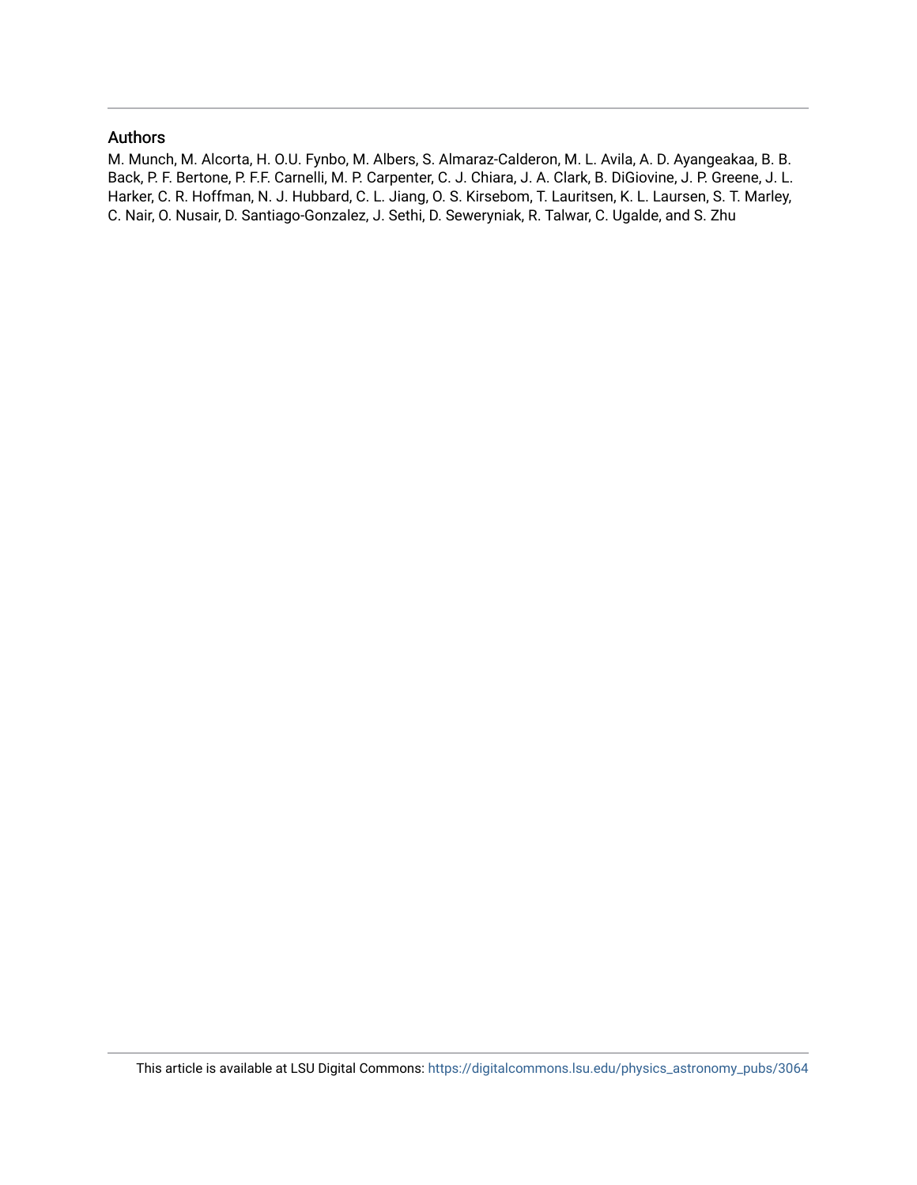## Authors

M. Munch, M. Alcorta, H. O.U. Fynbo, M. Albers, S. Almaraz-Calderon, M. L. Avila, A. D. Ayangeakaa, B. B. Back, P. F. Bertone, P. F.F. Carnelli, M. P. Carpenter, C. J. Chiara, J. A. Clark, B. DiGiovine, J. P. Greene, J. L. Harker, C. R. Hoffman, N. J. Hubbard, C. L. Jiang, O. S. Kirsebom, T. Lauritsen, K. L. Laursen, S. T. Marley, C. Nair, O. Nusair, D. Santiago-Gonzalez, J. Sethi, D. Seweryniak, R. Talwar, C. Ugalde, and S. Zhu

This article is available at LSU Digital Commons: https://digitalcommons.lsu.edu/physics_astronomy_pubs/3064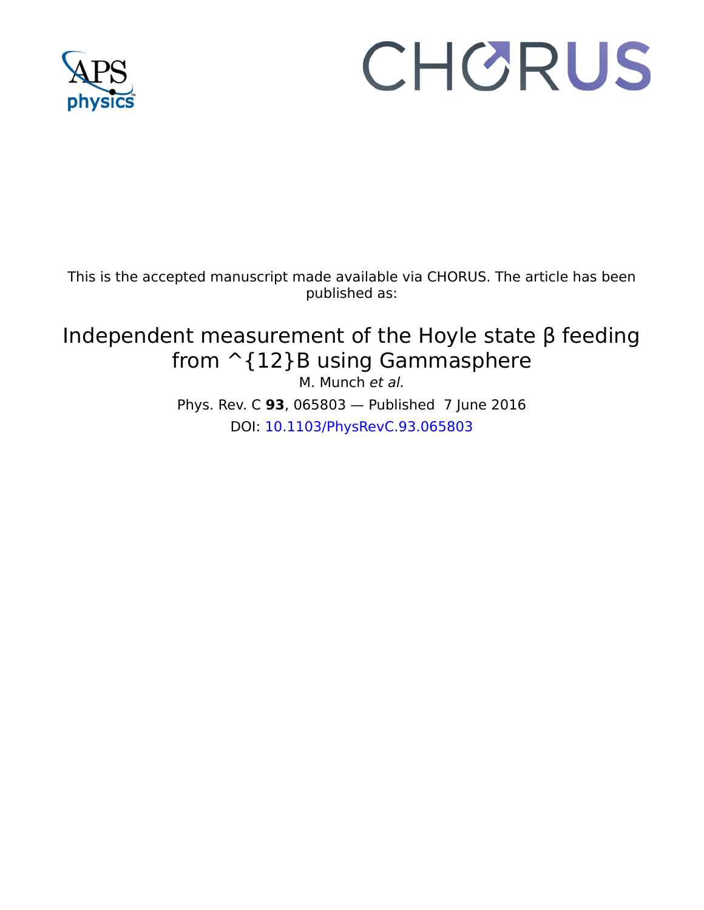This is the accepted manuscript made available via CHORUS. The article has been published as:

# Independent measurement of the Hoyle state β feeding from ^{12}B using Gammasphere

M. Munch *et al.*

Phys. Rev. C **93**, 065803 — Published 7 June 2016

DOI: 10.1103/PhysRevC.93.065803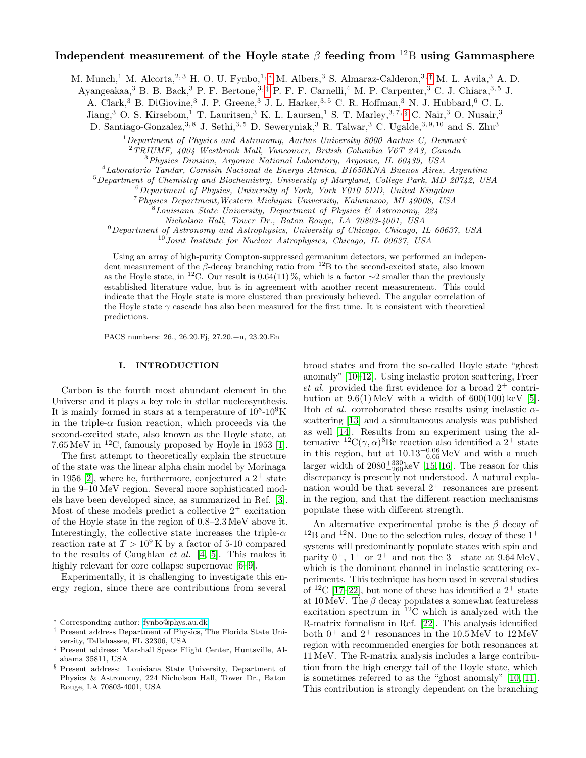# Independent measurement of the Hoyle state $\beta$ feeding from $^{12}$B using Gammasphere

M. Munch,[1] M. Alcorta,[2,3] H. O. U. Fynbo,[1,*] M. Albers,[3] S. Almaraz-Calderon,[3,†] M. L. Avila,[3] A. D. Ayangeakaa,[3] B. B. Back,[3] P. F. Bertone,[3,‡] P. F. F. Carnelli,[4] M. P. Carpenter,[3] C. J. Chiara,[3,5] J. A. Clark,[3] B. DiGiovine,[3] J. P. Greene,[3] J. L. Harker,[3,5] C. R. Hoffman,[3] N. J. Hubbard,[6] C. L. Jiang,[3] O. S. Kirsebom,[1] T. Lauritsen,[3] K. L. Laursen,[1] S. T. Marley,[3,7,§] C. Nair,[3] O. Nusair,[3] D. Santiago-Gonzalez,[3,8] J. Sethi,[3,5] D. Seweryniak,[3] R. Talwar,[3] C. Ugalde,[3,9,10] and S. Zhu[3]

[1] *Department of Physics and Astronomy, Aarhus University 8000 Aarhus C, Denmark*
[2] *TRIUMF, 4004 Westbrook Mall, Vancouver, British Columbia V6T 2A3, Canada*
[3] *Physics Division, Argonne National Laboratory, Argonne, IL 60439, USA*
[4] *Laboratorio Tandar, Comisin Nacional de Energa Atmica, B1650KNA Buenos Aires, Argentina*
[5] *Department of Chemistry and Biochemistry, University of Maryland, College Park, MD 20742, USA*
[6] *Department of Physics, University of York, York Y010 5DD, United Kingdom*
[7] *Physics Department,Western Michigan University, Kalamazoo, MI 49008, USA*
[8] *Louisiana State University, Department of Physics & Astronomy, 224 Nicholson Hall, Tower Dr., Baton Rouge, LA 70803-4001, USA*
[9] *Department of Astronomy and Astrophysics, University of Chicago, Chicago, IL 60637, USA*
[10] *Joint Institute for Nuclear Astrophysics, Chicago, IL 60637, USA*

Using an array of high-purity Compton-suppressed germanium detectors, we performed an independent measurement of the $\beta$-decay branching ratio from $^{12}$B to the second-excited state, also known as the Hoyle state, in $^{12}$C. Our result is 0.64(11) %, which is a factor $\sim$2 smaller than the previously established literature value, but is in agreement with another recent measurement. This could indicate that the Hoyle state is more clustered than previously believed. The angular correlation of the Hoyle state $\gamma$ cascade has also been measured for the first time. It is consistent with theoretical predictions.

PACS numbers: 26., 26.20.Fj, 27.20.+n, 23.20.En

## I. INTRODUCTION

Carbon is the fourth most abundant element in the Universe and it plays a key role in stellar nucleosynthesis. It is mainly formed in stars at a temperature of $10^8$-$10^9$K in the triple-$\alpha$ fusion reaction, which proceeds via the second-excited state, also known as the Hoyle state, at 7.65 MeV in $^{12}$C, famously proposed by Hoyle in 1953 [1].

The first attempt to theoretically explain the structure of the state was the linear alpha chain model by Morinaga in 1956 [2], where he, furthermore, conjectured a $2^+$ state in the 9–10 MeV region. Several more sophisticated models have been developed since, as summarized in Ref. [3]. Most of these models predict a collective $2^+$ excitation of the Hoyle state in the region of 0.8–2.3 MeV above it. Interestingly, the collective state increases the triple-$\alpha$ reaction rate at $T > 10^9$ K by a factor of 5-10 compared to the results of Caughlan *et al.* [4, 5]. This makes it highly relevant for core collapse supernovae [6–9].

Experimentally, it is challenging to investigate this energy region, since there are contributions from several broad states and from the so-called Hoyle state "ghost anomaly" [10–12]. Using inelastic proton scattering, Freer *et al.* provided the first evidence for a broad $2^+$ contribution at 9.6(1) MeV with a width of 600(100) keV [5]. Itoh *et al.* corroborated these results using inelastic $\alpha$-scattering [13] and a simultaneous analysis was published as well [14]. Results from an experiment using the alternative $^{12}$C$(\gamma,\alpha)^8$Be reaction also identified a $2^+$ state in this region, but at $10.13^{+0.06}_{-0.05}$MeV and with a much larger width of $2080^{+330}_{-260}$keV [15, 16]. The reason for this discrepancy is presently not understood. A natural explanation would be that several $2^+$ resonances are present in the region, and that the different reaction mechanisms populate these with different strength.

An alternative experimental probe is the $\beta$ decay of $^{12}$B and $^{12}$N. Due to the selection rules, decay of these $1^+$ systems will predominantly populate states with spin and parity $0^+$, $1^+$ or $2^+$ and not the $3^-$ state at 9.64 MeV, which is the dominant channel in inelastic scattering experiments. This technique has been used in several studies of $^{12}$C [17–22], but none of these has identified a $2^+$ state at 10 MeV. The $\beta$ decay populates a somewhat featureless excitation spectrum in $^{12}$C which is analyzed with the R-matrix formalism in Ref. [22]. This analysis identified both $0^+$ and $2^+$ resonances in the 10.5 MeV to 12 MeV region with recommended energies for both resonances at 11 MeV. The R-matrix analysis includes a large contribution from the high energy tail of the Hoyle state, which is sometimes referred to as the "ghost anomaly" [10, 11]. This contribution is strongly dependent on the branching

---

* Corresponding author: fynbo@phys.au.dk
† Present address Department of Physics, The Florida State University, Tallahassee, FL 32306, USA
‡ Present address: Marshall Space Flight Center, Huntsville, Alabama 35811, USA
§ Present address: Louisiana State University, Department of Physics & Astronomy, 224 Nicholson Hall, Tower Dr., Baton Rouge, LA 70803-4001, USA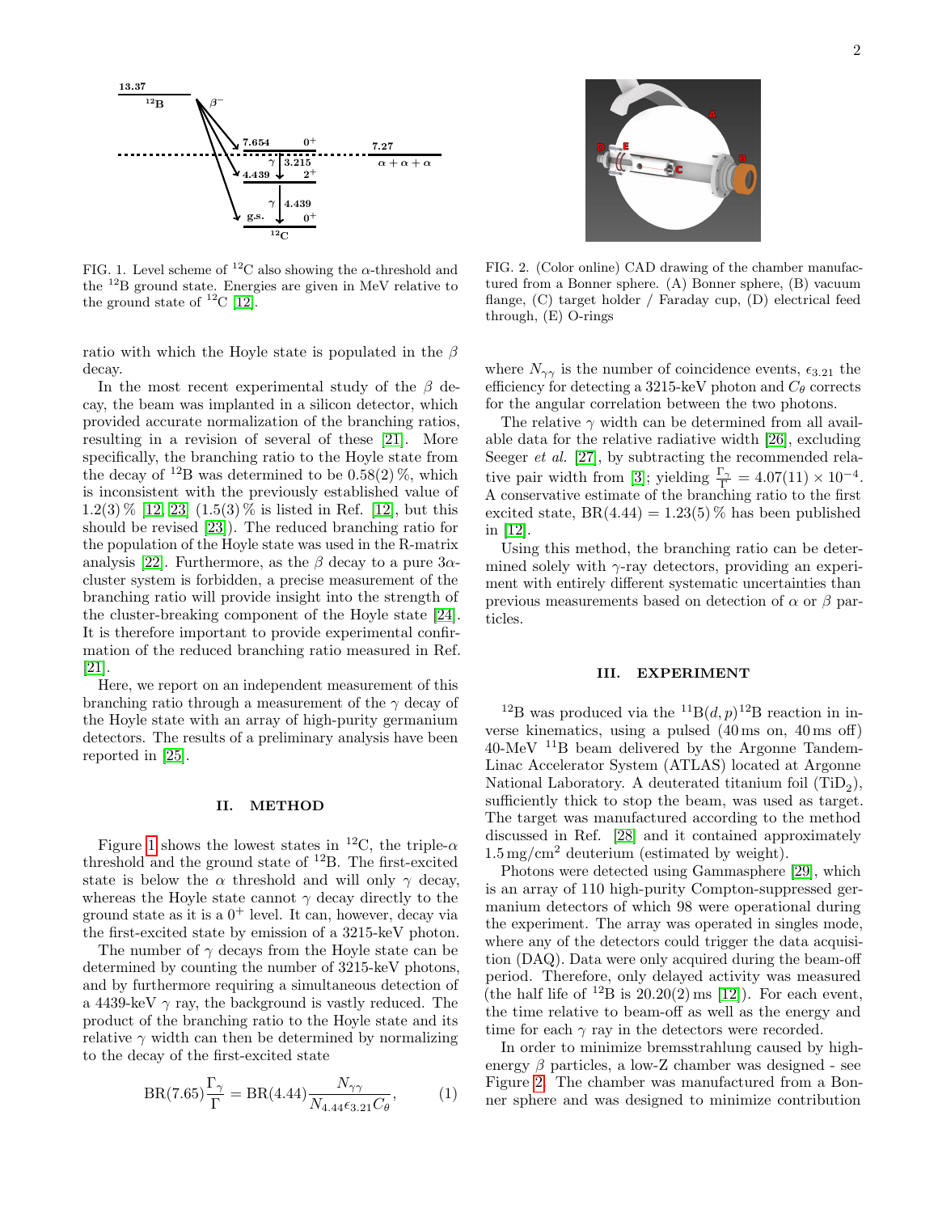FIG. 1. Level scheme of $^{12}$C also showing the $\alpha$-threshold and the $^{12}$B ground state. Energies are given in MeV relative to the ground state of $^{12}$C [12].

FIG. 2. (Color online) CAD drawing of the chamber manufactured from a Bonner sphere. (A) Bonner sphere, (B) vacuum flange, (C) target holder / Faraday cup, (D) electrical feed through, (E) O-rings

ratio with which the Hoyle state is populated in the $\beta$ decay.

In the most recent experimental study of the $\beta$ decay, the beam was implanted in a silicon detector, which provided accurate normalization of the branching ratios, resulting in a revision of several of these [21]. More specifically, the branching ratio to the Hoyle state from the decay of $^{12}$B was determined to be 0.58(2) %, which is inconsistent with the previously established value of 1.2(3) % [12, 23] (1.5(3) % is listed in Ref. [12], but this should be revised [23]). The reduced branching ratio for the population of the Hoyle state was used in the R-matrix analysis [22]. Furthermore, as the $\beta$ decay to a pure $3\alpha$-cluster system is forbidden, a precise measurement of the branching ratio will provide insight into the strength of the cluster-breaking component of the Hoyle state [24]. It is therefore important to provide experimental confirmation of the reduced branching ratio measured in Ref. [21].

Here, we report on an independent measurement of this branching ratio through a measurement of the $\gamma$ decay of the Hoyle state with an array of high-purity germanium detectors. The results of a preliminary analysis have been reported in [25].

## II. METHOD

Figure 1 shows the lowest states in $^{12}$C, the triple-$\alpha$ threshold and the ground state of $^{12}$B. The first-excited state is below the $\alpha$ threshold and will only $\gamma$ decay, whereas the Hoyle state cannot $\gamma$ decay directly to the ground state as it is a $0^+$ level. It can, however, decay via the first-excited state by emission of a 3215-keV photon.

The number of $\gamma$ decays from the Hoyle state can be determined by counting the number of 3215-keV photons, and by furthermore requiring a simultaneous detection of a 4439-keV $\gamma$ ray, the background is vastly reduced. The product of the branching ratio to the Hoyle state and its relative $\gamma$ width can then be determined by normalizing to the decay of the first-excited state

$$\mathrm{BR}(7.65)\frac{\Gamma_\gamma}{\Gamma} = \mathrm{BR}(4.44)\frac{N_{\gamma\gamma}}{N_{4.44}\epsilon_{3.21}C_\theta}, \qquad (1)$$

where $N_{\gamma\gamma}$ is the number of coincidence events, $\epsilon_{3.21}$ the efficiency for detecting a 3215-keV photon and $C_\theta$ corrects for the angular correlation between the two photons.

The relative $\gamma$ width can be determined from all available data for the relative radiative width [26], excluding Seeger *et al.* [27], by subtracting the recommended relative pair width from [3]; yielding $\frac{\Gamma_\gamma}{\Gamma} = 4.07(11)\times10^{-4}$. A conservative estimate of the branching ratio to the first excited state, BR(4.44) = 1.23(5) % has been published in [12].

Using this method, the branching ratio can be determined solely with $\gamma$-ray detectors, providing an experiment with entirely different systematic uncertainties than previous measurements based on detection of $\alpha$ or $\beta$ particles.

## III. EXPERIMENT

$^{12}$B was produced via the $^{11}$B$(d,p)^{12}$B reaction in inverse kinematics, using a pulsed (40 ms on, 40 ms off) 40-MeV $^{11}$B beam delivered by the Argonne Tandem-Linac Accelerator System (ATLAS) located at Argonne National Laboratory. A deuterated titanium foil ($TiD_2$), sufficiently thick to stop the beam, was used as target. The target was manufactured according to the method discussed in Ref. [28] and it contained approximately 1.5 mg/cm$^2$ deuterium (estimated by weight).

Photons were detected using Gammasphere [29], which is an array of 110 high-purity Compton-suppressed germanium detectors of which 98 were operational during the experiment. The array was operated in singles mode, where any of the detectors could trigger the data acquisition (DAQ). Data were only acquired during the beam-off period. Therefore, only delayed activity was measured (the half life of $^{12}$B is 20.20(2) ms [12]). For each event, the time relative to beam-off as well as the energy and time for each $\gamma$ ray in the detectors were recorded.

In order to minimize bremsstrahlung caused by high-energy $\beta$ particles, a low-Z chamber was designed - see Figure 2. The chamber was manufactured from a Bonner sphere and was designed to minimize contribution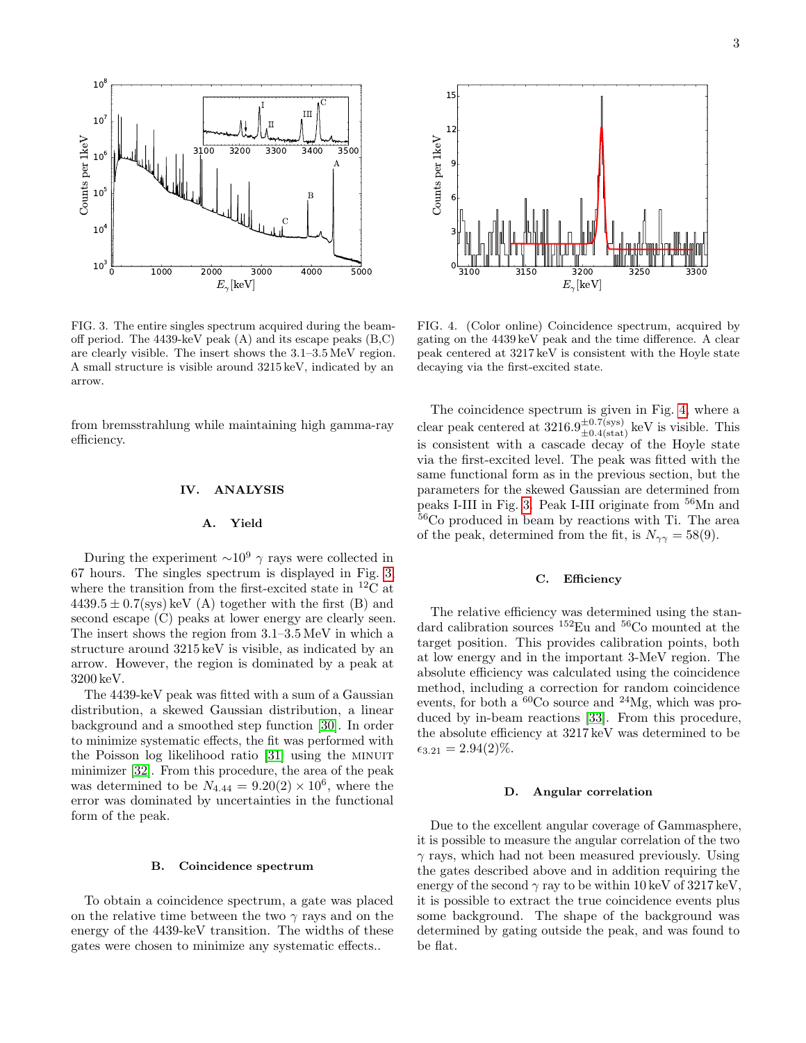FIG. 3. The entire singles spectrum acquired during the beam-off period. The 4439-keV peak (A) and its escape peaks (B,C) are clearly visible. The insert shows the 3.1–3.5 MeV region. A small structure is visible around 3215 keV, indicated by an arrow.

FIG. 4. (Color online) Coincidence spectrum, acquired by gating on the 4439 keV peak and the time difference. A clear peak centered at 3217 keV is consistent with the Hoyle state decaying via the first-excited state.

from bremsstrahlung while maintaining high gamma-ray efficiency.

## IV. ANALYSIS

### A. Yield

During the experiment $\sim 10^9$ $\gamma$ rays were collected in 67 hours. The singles spectrum is displayed in Fig. 3 where the transition from the first-excited state in $^{12}$C at $4439.5 \pm 0.7$(sys) keV (A) together with the first (B) and second escape (C) peaks at lower energy are clearly seen. The insert shows the region from 3.1–3.5 MeV in which a structure around 3215 keV is visible, as indicated by an arrow. However, the region is dominated by a peak at 3200 keV.

The 4439-keV peak was fitted with a sum of a Gaussian distribution, a skewed Gaussian distribution, a linear background and a smoothed step function [30]. In order to minimize systematic effects, the fit was performed with the Poisson log likelihood ratio [31] using the MINUIT minimizer [32]. From this procedure, the area of the peak was determined to be $N_{4.44} = 9.20(2) \times 10^6$, where the error was dominated by uncertainties in the functional form of the peak.

### B. Coincidence spectrum

To obtain a coincidence spectrum, a gate was placed on the relative time between the two $\gamma$ rays and on the energy of the 4439-keV transition. The widths of these gates were chosen to minimize any systematic effects..

The coincidence spectrum is given in Fig. 4, where a clear peak centered at $3216.9^{\pm 0.7(\mathrm{sys})}_{\pm 0.4(\mathrm{stat})}$ keV is visible. This is consistent with a cascade decay of the Hoyle state via the first-excited level. The peak was fitted with the same functional form as in the previous section, but the parameters for the skewed Gaussian are determined from peaks I-III in Fig. 3. Peak I-III originate from $^{56}$Mn and $^{56}$Co produced in beam by reactions with Ti. The area of the peak, determined from the fit, is $N_{\gamma\gamma} = 58(9)$.

### C. Efficiency

The relative efficiency was determined using the standard calibration sources $^{152}$Eu and $^{56}$Co mounted at the target position. This provides calibration points, both at low energy and in the important 3-MeV region. The absolute efficiency was calculated using the coincidence method, including a correction for random coincidence events, for both a $^{60}$Co source and $^{24}$Mg, which was produced by in-beam reactions [33]. From this procedure, the absolute efficiency at 3217 keV was determined to be $\epsilon_{3.21} = 2.94(2)\%$.

### D. Angular correlation

Due to the excellent angular coverage of Gammasphere, it is possible to measure the angular correlation of the two $\gamma$ rays, which had not been measured previously. Using the gates described above and in addition requiring the energy of the second $\gamma$ ray to be within 10 keV of 3217 keV, it is possible to extract the true coincidence events plus some background. The shape of the background was determined by gating outside the peak, and was found to be flat.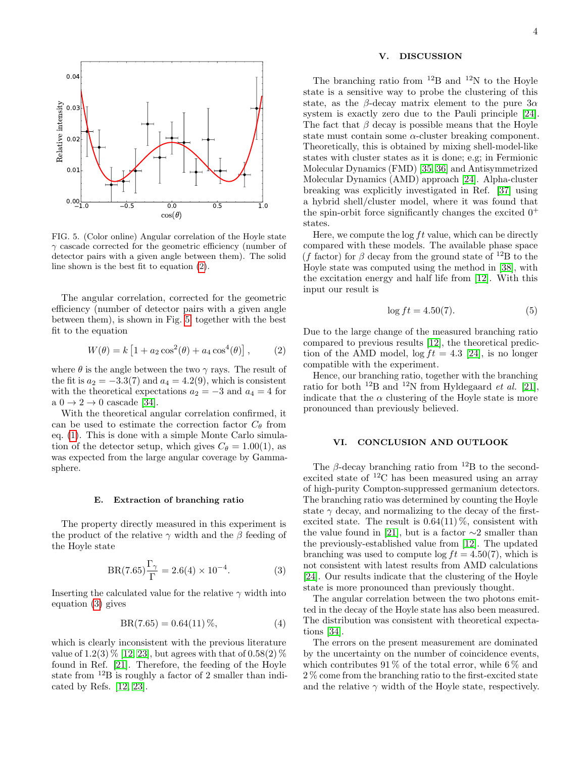FIG. 5. (Color online) Angular correlation of the Hoyle state $\gamma$ cascade corrected for the geometric efficiency (number of detector pairs with a given angle between them). The solid line shown is the best fit to equation (2).

The angular correlation, corrected for the geometric efficiency (number of detector pairs with a given angle between them), is shown in Fig. 5 together with the best fit to the equation

$$W(\theta) = k\left[1 + a_2\cos^2(\theta) + a_4\cos^4(\theta)\right], \tag{2}$$

where $\theta$ is the angle between the two $\gamma$ rays. The result of the fit is $a_2 = -3.3(7)$ and $a_4 = 4.2(9)$, which is consistent with the theoretical expectations $a_2 = -3$ and $a_4 = 4$ for a $0 \to 2 \to 0$ cascade [34].

With the theoretical angular correlation confirmed, it can be used to estimate the correction factor $C_\theta$ from eq. (1). This is done with a simple Monte Carlo simulation of the detector setup, which gives $C_\theta = 1.00(1)$, as was expected from the large angular coverage by Gammasphere.

### E. Extraction of branching ratio

The property directly measured in this experiment is the product of the relative $\gamma$ width and the $\beta$ feeding of the Hoyle state

$$\mathrm{BR}(7.65)\frac{\Gamma_\gamma}{\Gamma} = 2.6(4) \times 10^{-4}. \tag{3}$$

Inserting the calculated value for the relative $\gamma$ width into equation (3) gives

$$\mathrm{BR}(7.65) = 0.64(11)\,\%, \tag{4}$$

which is clearly inconsistent with the previous literature value of $1.2(3)\,\%$ [12, 23], but agrees with that of $0.58(2)\,\%$ found in Ref. [21]. Therefore, the feeding of the Hoyle state from $^{12}$B is roughly a factor of 2 smaller than indicated by Refs. [12, 23].

## V. DISCUSSION

The branching ratio from $^{12}$B and $^{12}$N to the Hoyle state is a sensitive way to probe the clustering of this state, as the $\beta$-decay matrix element to the pure $3\alpha$ system is exactly zero due to the Pauli principle [24]. The fact that $\beta$ decay is possible means that the Hoyle state must contain some $\alpha$-cluster breaking component. Theoretically, this is obtained by mixing shell-model-like states with cluster states as it is done; e.g; in Fermionic Molecular Dynamics (FMD) [35, 36] and Antisymmetrized Molecular Dynamics (AMD) approach [24]. Alpha-cluster breaking was explicitly investigated in Ref. [37] using a hybrid shell/cluster model, where it was found that the spin-orbit force significantly changes the excited $0^+$ states.

Here, we compute the $\log ft$ value, which can be directly compared with these models. The available phase space ($f$ factor) for $\beta$ decay from the ground state of $^{12}$B to the Hoyle state was computed using the method in [38], with the excitation energy and half life from [12]. With this input our result is

$$\log ft = 4.50(7). \tag{5}$$

Due to the large change of the measured branching ratio compared to previous results [12], the theoretical prediction of the AMD model, $\log ft = 4.3$ [24], is no longer compatible with the experiment.

Hence, our branching ratio, together with the branching ratio for both $^{12}$B and $^{12}$N from Hyldegaard *et al.* [21], indicate that the $\alpha$ clustering of the Hoyle state is more pronounced than previously believed.

## VI. CONCLUSION AND OUTLOOK

The $\beta$-decay branching ratio from $^{12}$B to the second-excited state of $^{12}$C has been measured using an array of high-purity Compton-suppressed germanium detectors. The branching ratio was determined by counting the Hoyle state $\gamma$ decay, and normalizing to the decay of the first-excited state. The result is $0.64(11)\,\%$, consistent with the value found in [21], but is a factor $\sim$2 smaller than the previously-established value from [12]. The updated branching was used to compute $\log ft = 4.50(7)$, which is not consistent with latest results from AMD calculations [24]. Our results indicate that the clustering of the Hoyle state is more pronounced than previously thought.

The angular correlation between the two photons emitted in the decay of the Hoyle state has also been measured. The distribution was consistent with theoretical expectations [34].

The errors on the present measurement are dominated by the uncertainty on the number of coincidence events, which contributes 91 % of the total error, while 6 % and 2 % come from the branching ratio to the first-excited state and the relative $\gamma$ width of the Hoyle state, respectively.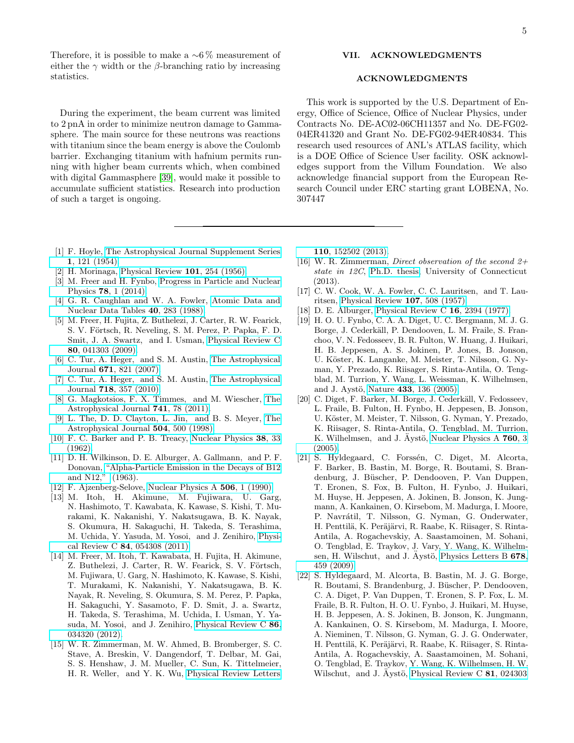Therefore, it is possible to make a ∼6 % measurement of either the $\gamma$ width or the $\beta$-branching ratio by increasing statistics.

During the experiment, the beam current was limited to 2 pnA in order to minimize neutron damage to Gammasphere. The main source for these neutrons was reactions with titanium since the beam energy is above the Coulomb barrier. Exchanging titanium with hafnium permits running with higher beam currents which, when combined with digital Gammasphere [39], would make it possible to accumulate sufficient statistics. Research into production of such a target is ongoing.

## VII. ACKNOWLEDGMENTS

## ACKNOWLEDGMENTS

This work is supported by the U.S. Department of Energy, Office of Science, Office of Nuclear Physics, under Contracts No. DE-AC02-06CH11357 and No. DE-FG02-04ER41320 and Grant No. DE-FG02-94ER40834. This research used resources of ANL's ATLAS facility, which is a DOE Office of Science User facility. OSK acknowledges support from the Villum Foundation. We also acknowledge financial support from the European Research Council under ERC starting grant LOBENA, No. 307447

---

[1] F. Hoyle, The Astrophysical Journal Supplement Series **1**, 121 (1954).

[2] H. Morinaga, Physical Review **101**, 254 (1956).

[3] M. Freer and H. Fynbo, Progress in Particle and Nuclear Physics **78**, 1 (2014).

[4] G. R. Caughlan and W. A. Fowler, Atomic Data and Nuclear Data Tables **40**, 283 (1988).

[5] M. Freer, H. Fujita, Z. Buthelezi, J. Carter, R. W. Fearick, S. V. Förtsch, R. Neveling, S. M. Perez, P. Papka, F. D. Smit, J. A. Swartz, and I. Usman, Physical Review C **80**, 041303 (2009).

[6] C. Tur, A. Heger, and S. M. Austin, The Astrophysical Journal **671**, 821 (2007).

[7] C. Tur, A. Heger, and S. M. Austin, The Astrophysical Journal **718**, 357 (2010).

[8] G. Magkotsios, F. X. Timmes, and M. Wiescher, The Astrophysical Journal **741**, 78 (2011).

[9] L. The, D. D. Clayton, L. Jin, and B. S. Meyer, The Astrophysical Journal **504**, 500 (1998).

[10] F. C. Barker and P. B. Treacy, Nuclear Physics **38**, 33 (1962).

[11] D. H. Wilkinson, D. E. Alburger, A. Gallmann, and P. F. Donovan, "Alpha-Particle Emission in the Decays of B12 and N12," (1963).

[12] F. Ajzenberg-Selove, Nuclear Physics A **506**, 1 (1990).

[13] M. Itoh, H. Akimune, M. Fujiwara, U. Garg, N. Hashimoto, T. Kawabata, K. Kawase, S. Kishi, T. Murakami, K. Nakanishi, Y. Nakatsugawa, B. K. Nayak, S. Okumura, H. Sakaguchi, H. Takeda, S. Terashima, M. Uchida, Y. Yasuda, M. Yosoi, and J. Zenihiro, Physical Review C **84**, 054308 (2011).

[14] M. Freer, M. Itoh, T. Kawabata, H. Fujita, H. Akimune, Z. Buthelezi, J. Carter, R. W. Fearick, S. V. Förtsch, M. Fujiwara, U. Garg, N. Hashimoto, K. Kawase, S. Kishi, T. Murakami, K. Nakanishi, Y. Nakatsugawa, B. K. Nayak, R. Neveling, S. Okumura, S. M. Perez, P. Papka, H. Sakaguchi, Y. Sasamoto, F. D. Smit, J. a. Swartz, H. Takeda, S. Terashima, M. Uchida, I. Usman, Y. Yasuda, M. Yosoi, and J. Zenihiro, Physical Review C **86**, 034320 (2012).

[15] W. R. Zimmerman, M. W. Ahmed, B. Bromberger, S. C. Stave, A. Breskin, V. Dangendorf, T. Delbar, M. Gai, S. S. Henshaw, J. M. Mueller, C. Sun, K. Tittelmeier, H. R. Weller, and Y. K. Wu, Physical Review Letters **110**, 152502 (2013).

[16] W. R. Zimmerman, *Direct observation of the second 2+ state in 12C*, Ph.D. thesis, University of Connecticut (2013).

[17] C. W. Cook, W. A. Fowler, C. C. Lauritsen, and T. Lauritsen, Physical Review **107**, 508 (1957).

[18] D. E. Alburger, Physical Review C **16**, 2394 (1977).

[19] H. O. U. Fynbo, C. A. A. Diget, U. C. Bergmann, M. J. G. Borge, J. Cederkäll, P. Dendooven, L. M. Fraile, S. Franchoo, V. N. Fedosseev, B. R. Fulton, W. Huang, J. Huikari, H. B. Jeppesen, A. S. Jokinen, P. Jones, B. Jonson, U. Köster, K. Langanke, M. Meister, T. Nilsson, G. Nyman, Y. Prezado, K. Riisager, S. Rinta-Antila, O. Tengblad, M. Turrion, Y. Wang, L. Weissman, K. Wilhelmsen, and J. Äystö, Nature **433**, 136 (2005).

[20] C. Diget, F. Barker, M. Borge, J. Cederkäll, V. Fedosseev, L. Fraile, B. Fulton, H. Fynbo, H. Jeppesen, B. Jonson, U. Köster, M. Meister, T. Nilsson, G. Nyman, Y. Prezado, K. Riisager, S. Rinta-Antila, O. Tengblad, M. Turrion, K. Wilhelmsen, and J. Äystö, Nuclear Physics A **760**, 3 (2005).

[21] S. Hyldegaard, C. Forssén, C. Diget, M. Alcorta, F. Barker, B. Bastin, M. Borge, R. Boutami, S. Brandenburg, J. Büscher, P. Dendooven, P. Van Duppen, T. Eronen, S. Fox, B. Fulton, H. Fynbo, J. Huikari, M. Huyse, H. Jeppesen, A. Jokinen, B. Jonson, K. Jungmann, A. Kankainen, O. Kirsebom, M. Madurga, I. Moore, P. Navrátil, T. Nilsson, G. Nyman, G. Onderwater, H. Penttilä, K. Peräjärvi, R. Raabe, K. Riisager, S. Rinta-Antila, A. Rogachevskiy, A. Saastamoinen, M. Sohani, O. Tengblad, E. Traykov, J. Vary, Y. Wang, K. Wilhelmsen, H. Wilschut, and J. Äystö, Physics Letters B **678**, 459 (2009).

[22] S. Hyldegaard, M. Alcorta, B. Bastin, M. J. G. Borge, R. Boutami, S. Brandenburg, J. Büscher, P. Dendooven, C. A. Diget, P. Van Duppen, T. Eronen, S. P. Fox, L. M. Fraile, B. R. Fulton, H. O. U. Fynbo, J. Huikari, M. Huyse, H. B. Jeppesen, A. S. Jokinen, B. Jonson, K. Jungmann, A. Kankainen, O. S. Kirsebom, M. Madurga, I. Moore, A. Nieminen, T. Nilsson, G. Nyman, G. J. G. Onderwater, H. Penttilä, K. Peräjärvi, R. Raabe, K. Riisager, S. Rinta-Antila, A. Rogachevskiy, A. Saastamoinen, M. Sohani, O. Tengblad, E. Traykov, Y. Wang, K. Wilhelmsen, H. W. Wilschut, and J. Äystö, Physical Review C **81**, 024303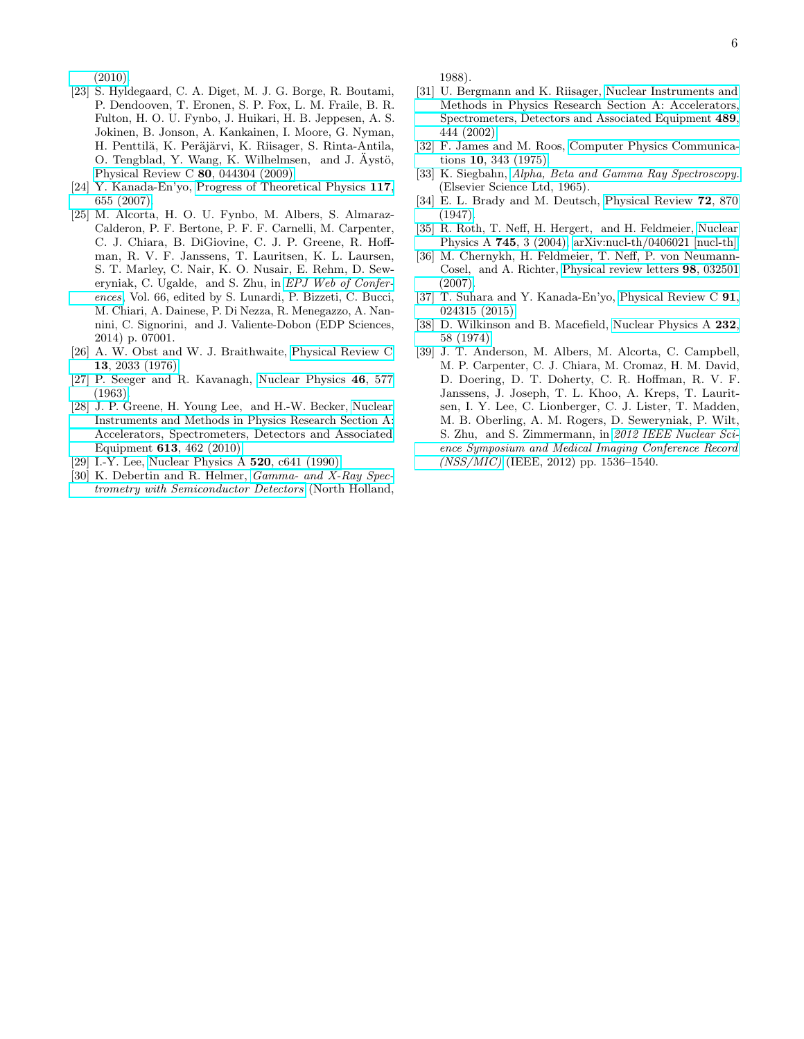(2010).

[23] S. Hyldegaard, C. A. Diget, M. J. G. Borge, R. Boutami, P. Dendooven, T. Eronen, S. P. Fox, L. M. Fraile, B. R. Fulton, H. O. U. Fynbo, J. Huikari, H. B. Jeppesen, A. S. Jokinen, B. Jonson, A. Kankainen, I. Moore, G. Nyman, H. Penttilä, K. Peräjärvi, K. Riisager, S. Rinta-Antila, O. Tengblad, Y. Wang, K. Wilhelmsen, and J. Äystö, Physical Review C **80**, 044304 (2009).

[24] Y. Kanada-En'yo, Progress of Theoretical Physics **117**, 655 (2007).

[25] M. Alcorta, H. O. U. Fynbo, M. Albers, S. Almaraz-Calderon, P. F. Bertone, P. F. F. Carnelli, M. Carpenter, C. J. Chiara, B. DiGiovine, C. J. P. Greene, R. Hoffman, R. V. F. Janssens, T. Lauritsen, K. L. Laursen, S. T. Marley, C. Nair, K. O. Nusair, E. Rehm, D. Seweryniak, C. Ugalde, and S. Zhu, in *EPJ Web of Conferences*, Vol. 66, edited by S. Lunardi, P. Bizzeti, C. Bucci, M. Chiari, A. Dainese, P. Di Nezza, R. Menegazzo, A. Nannini, C. Signorini, and J. Valiente-Dobon (EDP Sciences, 2014) p. 07001.

[26] A. W. Obst and W. J. Braithwaite, Physical Review C **13**, 2033 (1976).

[27] P. Seeger and R. Kavanagh, Nuclear Physics **46**, 577 (1963).

[28] J. P. Greene, H. Young Lee, and H.-W. Becker, Nuclear Instruments and Methods in Physics Research Section A: Accelerators, Spectrometers, Detectors and Associated Equipment **613**, 462 (2010).

[29] I.-Y. Lee, Nuclear Physics A **520**, c641 (1990).

[30] K. Debertin and R. Helmer, *Gamma- and X-Ray Spectrometry with Semiconductor Detectors* (North Holland, 1988).

[31] U. Bergmann and K. Riisager, Nuclear Instruments and Methods in Physics Research Section A: Accelerators, Spectrometers, Detectors and Associated Equipment **489**, 444 (2002).

[32] F. James and M. Roos, Computer Physics Communications **10**, 343 (1975).

[33] K. Siegbahn, *Alpha, Beta and Gamma Ray Spectroscopy.* (Elsevier Science Ltd, 1965).

[34] E. L. Brady and M. Deutsch, Physical Review **72**, 870 (1947).

[35] R. Roth, T. Neff, H. Hergert, and H. Feldmeier, Nuclear Physics A **745**, 3 (2004), arXiv:nucl-th/0406021 [nucl-th].

[36] M. Chernykh, H. Feldmeier, T. Neff, P. von Neumann-Cosel, and A. Richter, Physical review letters **98**, 032501 (2007).

[37] T. Suhara and Y. Kanada-En'yo, Physical Review C **91**, 024315 (2015).

[38] D. Wilkinson and B. Macefield, Nuclear Physics A **232**, 58 (1974).

[39] J. T. Anderson, M. Albers, M. Alcorta, C. Campbell, M. P. Carpenter, C. J. Chiara, M. Cromaz, H. M. David, D. Doering, D. T. Doherty, C. R. Hoffman, R. V. F. Janssens, J. Joseph, T. L. Khoo, A. Kreps, T. Lauritsen, I. Y. Lee, C. Lionberger, C. J. Lister, T. Madden, M. B. Oberling, A. M. Rogers, D. Seweryniak, P. Wilt, S. Zhu, and S. Zimmermann, in *2012 IEEE Nuclear Science Symposium and Medical Imaging Conference Record (NSS/MIC)* (IEEE, 2012) pp. 1536–1540.